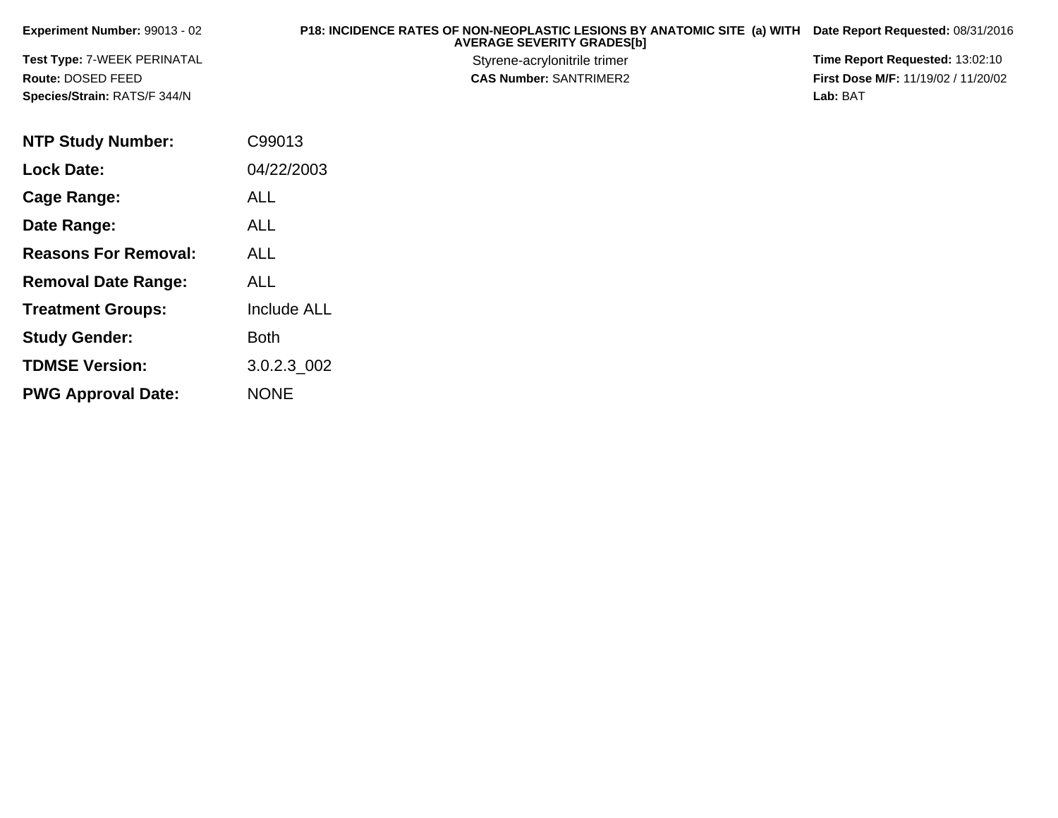**Experiment Number:** 99013 - 02

**Test Type:** 7-WEEK PERINATAL

**Route:** DOSED FEED

**Species/Strain:** RATS/F 344/N

**P18: INCIDENCE RATES OF NON-NEOPLASTIC LESIONS BY ANATOMIC SITE (a) WITH AVERAGE SEVERITY GRADES[b]**

Styrene-acrylonitrile trimer

**CAS Number:** SANTRIMER2

**Date Report Requested:** 08/31/2016

**Time Report Requested:** 13:02:10

**First Dose M/F:** 11/19/02 / 11/20/02

**Lab:** BAT

| | |
|---|---|
| **NTP Study Number:** | C99013 |
| **Lock Date:** | 04/22/2003 |
| **Cage Range:** | ALL |
| **Date Range:** | ALL |
| **Reasons For Removal:** | ALL |
| **Removal Date Range:** | ALL |
| **Treatment Groups:** | Include ALL |
| **Study Gender:** | Both |
| **TDMSE Version:** | 3.0.2.3_002 |
| **PWG Approval Date:** | NONE |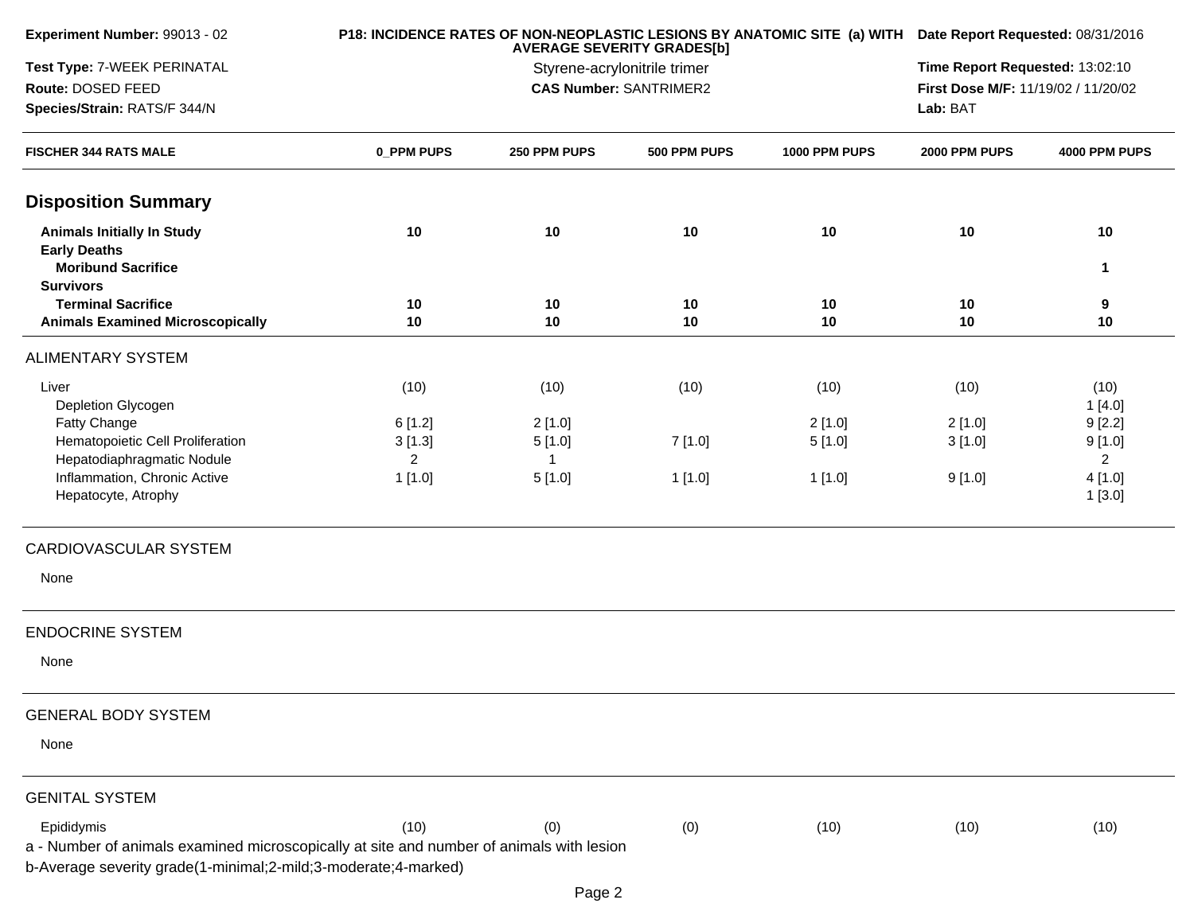**Experiment Number:** 99013 - 02
**Test Type:** 7-WEEK PERINATAL
**Route:** DOSED FEED
**Species/Strain:** RATS/F 344/N

**P18: INCIDENCE RATES OF NON-NEOPLASTIC LESIONS BY ANATOMIC SITE (a) WITH AVERAGE SEVERITY GRADES[b]**
Styrene-acrylonitrile trimer
**CAS Number:** SANTRIMER2

**Date Report Requested:** 08/31/2016
**Time Report Requested:** 13:02:10
**First Dose M/F:** 11/19/02 / 11/20/02
**Lab:** BAT

| FISCHER 344 RATS MALE | 0_PPM PUPS | 250 PPM PUPS | 500 PPM PUPS | 1000 PPM PUPS | 2000 PPM PUPS | 4000 PPM PUPS |
|---|---|---|---|---|---|---|
| **Disposition Summary** | | | | | | |
| **Animals Initially In Study** | **10** | **10** | **10** | **10** | **10** | **10** |
| **Early Deaths** | | | | | | |
| **Moribund Sacrifice** | | | | | | **1** |
| **Survivors** | | | | | | |
| **Terminal Sacrifice** | **10** | **10** | **10** | **10** | **10** | **9** |
| **Animals Examined Microscopically** | **10** | **10** | **10** | **10** | **10** | **10** |
| ALIMENTARY SYSTEM | | | | | | |
| Liver | (10) | (10) | (10) | (10) | (10) | (10) |
| Depletion Glycogen | | | | | | 1 [4.0] |
| Fatty Change | 6 [1.2] | 2 [1.0] | | 2 [1.0] | 2 [1.0] | 9 [2.2] |
| Hematopoietic Cell Proliferation | 3 [1.3] | 5 [1.0] | 7 [1.0] | 5 [1.0] | 3 [1.0] | 9 [1.0] |
| Hepatodiaphragmatic Nodule | 2 | 1 | | | | 2 |
| Inflammation, Chronic Active | 1 [1.0] | 5 [1.0] | 1 [1.0] | 1 [1.0] | 9 [1.0] | 4 [1.0] |
| Hepatocyte, Atrophy | | | | | | 1 [3.0] |
| CARDIOVASCULAR SYSTEM | | | | | | |
| None | | | | | | |
| ENDOCRINE SYSTEM | | | | | | |
| None | | | | | | |
| GENERAL BODY SYSTEM | | | | | | |
| None | | | | | | |
| GENITAL SYSTEM | | | | | | |
| Epididymis | (10) | (0) | (0) | (10) | (10) | (10) |

a - Number of animals examined microscopically at site and number of animals with lesion
b-Average severity grade(1-minimal;2-mild;3-moderate;4-marked)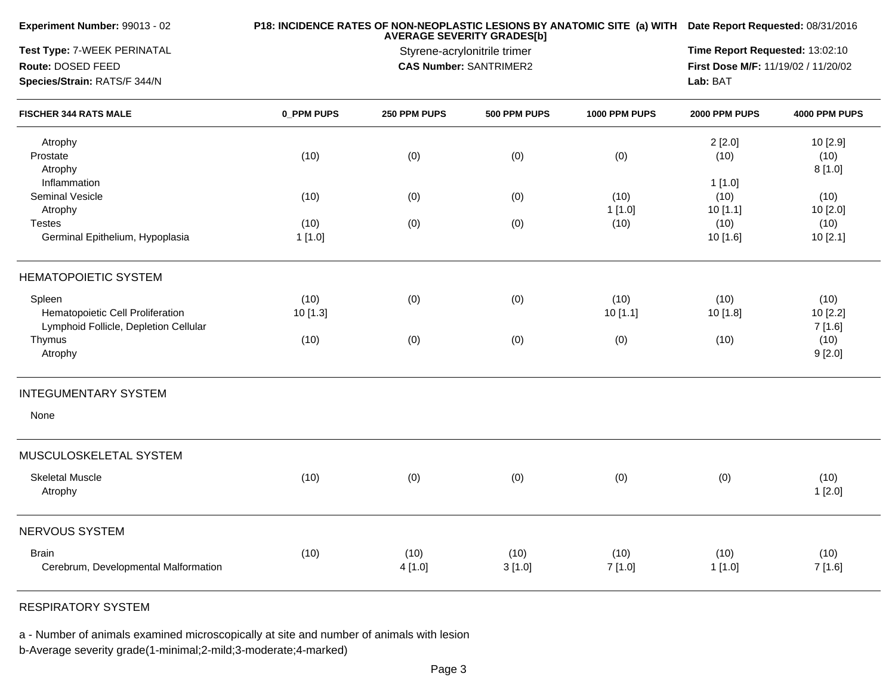**Experiment Number:** 99013 - 02

**Test Type:** 7-WEEK PERINATAL

**Route:** DOSED FEED

**Species/Strain:** RATS/F 344/N

**P18: INCIDENCE RATES OF NON-NEOPLASTIC LESIONS BY ANATOMIC SITE (a) WITH AVERAGE SEVERITY GRADES[b]**

Styrene-acrylonitrile trimer

**CAS Number:** SANTRIMER2

**Date Report Requested:** 08/31/2016

**Time Report Requested:** 13:02:10

**First Dose M/F:** 11/19/02 / 11/20/02

**Lab:** BAT

| FISCHER 344 RATS MALE | 0_PPM PUPS | 250 PPM PUPS | 500 PPM PUPS | 1000 PPM PUPS | 2000 PPM PUPS | 4000 PPM PUPS |
|---|---|---|---|---|---|---|
| Atrophy | | | | | 2 [2.0] | 10 [2.9] |
| Prostate | (10) | (0) | (0) | (0) | (10) | (10) |
| Atrophy | | | | | | 8 [1.0] |
| Inflammation | | | | | 1 [1.0] | |
| Seminal Vesicle | (10) | (0) | (0) | (10) | (10) | (10) |
| Atrophy | | | | 1 [1.0] | 10 [1.1] | 10 [2.0] |
| Testes | (10) | (0) | (0) | (10) | (10) | (10) |
| Germinal Epithelium, Hypoplasia | 1 [1.0] | | | | 10 [1.6] | 10 [2.1] |
| **HEMATOPOIETIC SYSTEM** | | | | | | |
| Spleen | (10) | (0) | (0) | (10) | (10) | (10) |
| Hematopoietic Cell Proliferation | 10 [1.3] | | | 10 [1.1] | 10 [1.8] | 10 [2.2] |
| Lymphoid Follicle, Depletion Cellular | | | | | | 7 [1.6] |
| Thymus | (10) | (0) | (0) | (0) | (10) | (10) |
| Atrophy | | | | | | 9 [2.0] |
| **INTEGUMENTARY SYSTEM** | | | | | | |
| None | | | | | | |
| **MUSCULOSKELETAL SYSTEM** | | | | | | |
| Skeletal Muscle | (10) | (0) | (0) | (0) | (0) | (10) |
| Atrophy | | | | | | 1 [2.0] |
| **NERVOUS SYSTEM** | | | | | | |
| Brain | (10) | (10) | (10) | (10) | (10) | (10) |
| Cerebrum, Developmental Malformation | | 4 [1.0] | 3 [1.0] | 7 [1.0] | 1 [1.0] | 7 [1.6] |
| **RESPIRATORY SYSTEM** | | | | | | |

a - Number of animals examined microscopically at site and number of animals with lesion

b-Average severity grade(1-minimal;2-mild;3-moderate;4-marked)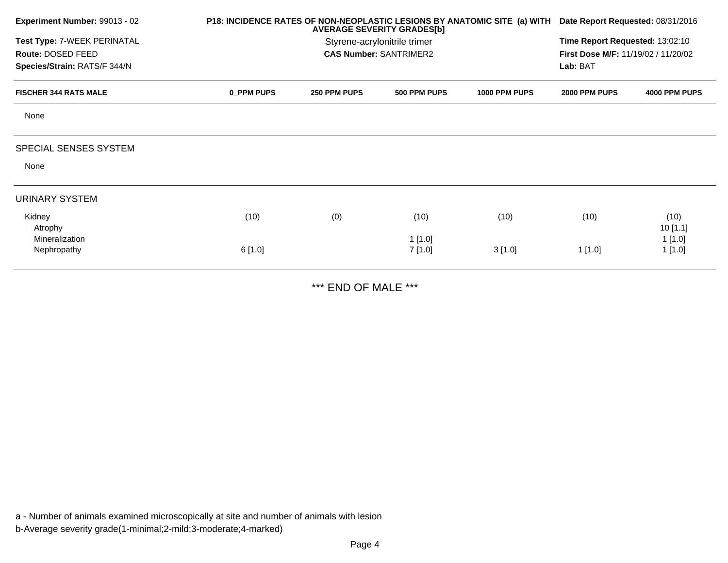**Experiment Number:** 99013 - 02

**Test Type:** 7-WEEK PERINATAL

**Route:** DOSED FEED

**Species/Strain:** RATS/F 344/N

**P18: INCIDENCE RATES OF NON-NEOPLASTIC LESIONS BY ANATOMIC SITE (a) WITH AVERAGE SEVERITY GRADES[b]**

Styrene-acrylonitrile trimer

**CAS Number:** SANTRIMER2

**Date Report Requested:** 08/31/2016

**Time Report Requested:** 13:02:10

**First Dose M/F:** 11/19/02 / 11/20/02

**Lab:** BAT

| FISCHER 344 RATS MALE | 0_PPM PUPS | 250 PPM PUPS | 500 PPM PUPS | 1000 PPM PUPS | 2000 PPM PUPS | 4000 PPM PUPS |
|---|---|---|---|---|---|---|
| None | | | | | | |
| SPECIAL SENSES SYSTEM | | | | | | |
| None | | | | | | |
| URINARY SYSTEM | | | | | | |
| Kidney | (10) | (0) | (10) | (10) | (10) | (10) |
| Atrophy | | | | | | 10 [1.1] |
| Mineralization | | | 1 [1.0] | | | 1 [1.0] |
| Nephropathy | 6 [1.0] | | 7 [1.0] | 3 [1.0] | 1 [1.0] | 1 [1.0] |

*** END OF MALE ***

a - Number of animals examined microscopically at site and number of animals with lesion

b-Average severity grade(1-minimal;2-mild;3-moderate;4-marked)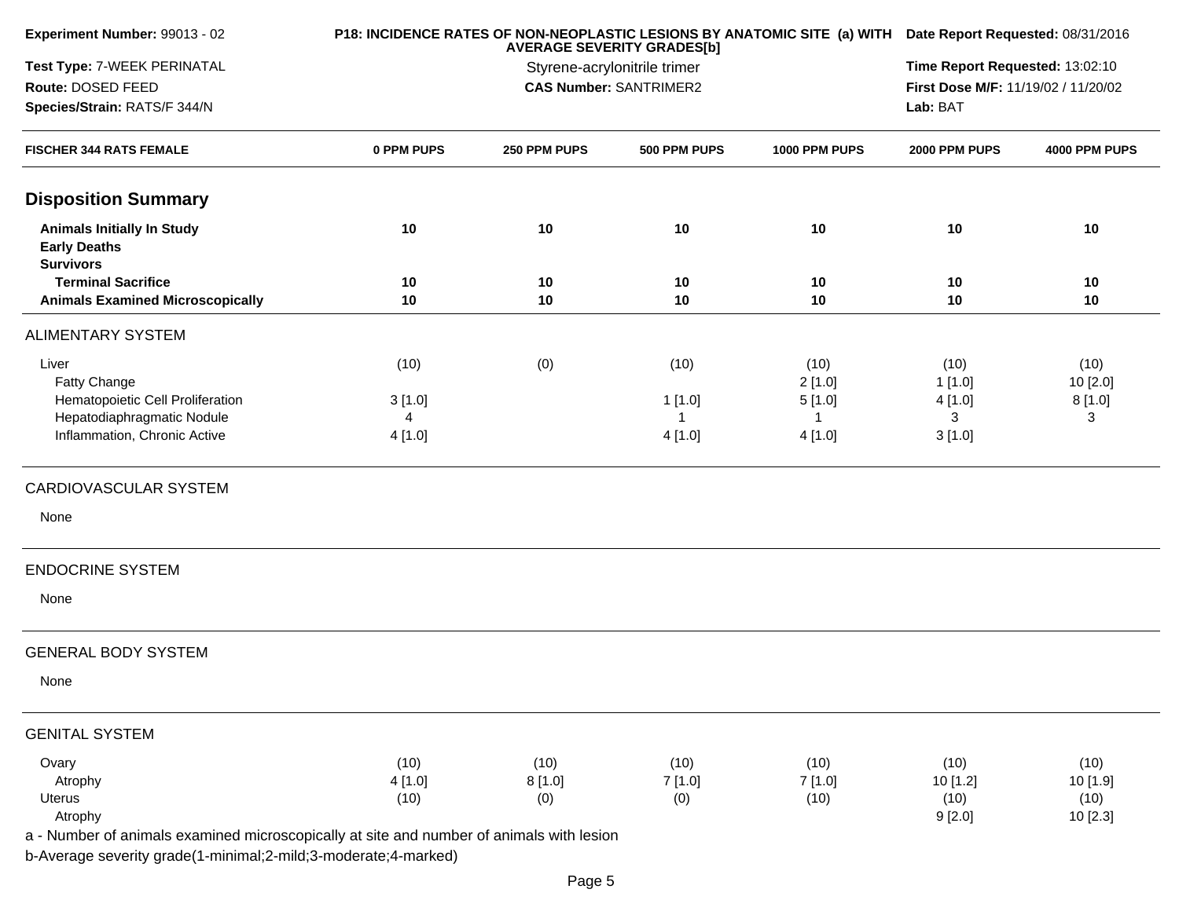| Experiment Number: 99013 - 02 | P18: INCIDENCE RATES OF NON-NEOPLASTIC LESIONS BY ANATOMIC SITE (a) WITH AVERAGE SEVERITY GRADES[b] | Date Report Requested: 08/31/2016 |
|---|---|---|
| Test Type: 7-WEEK PERINATAL | Styrene-acrylonitrile trimer | Time Report Requested: 13:02:10 |
| Route: DOSED FEED | CAS Number: SANTRIMER2 | First Dose M/F: 11/19/02 / 11/20/02 |
| Species/Strain: RATS/F 344/N | | Lab: BAT |

| FISCHER 344 RATS FEMALE | 0 PPM PUPS | 250 PPM PUPS | 500 PPM PUPS | 1000 PPM PUPS | 2000 PPM PUPS | 4000 PPM PUPS |
|---|---|---|---|---|---|---|
| **Disposition Summary** | | | | | | |
| **Animals Initially In Study** | **10** | **10** | **10** | **10** | **10** | **10** |
| **Early Deaths** | | | | | | |
| **Survivors** | | | | | | |
| **Terminal Sacrifice** | **10** | **10** | **10** | **10** | **10** | **10** |
| **Animals Examined Microscopically** | **10** | **10** | **10** | **10** | **10** | **10** |
| ALIMENTARY SYSTEM | | | | | | |
| Liver | (10) | (0) | (10) | (10) | (10) | (10) |
| Fatty Change | | | | 2 [1.0] | 1 [1.0] | 10 [2.0] |
| Hematopoietic Cell Proliferation | 3 [1.0] | | 1 [1.0] | 5 [1.0] | 4 [1.0] | 8 [1.0] |
| Hepatodiaphragmatic Nodule | 4 | | 1 | 1 | 3 | 3 |
| Inflammation, Chronic Active | 4 [1.0] | | 4 [1.0] | 4 [1.0] | 3 [1.0] | |
| CARDIOVASCULAR SYSTEM | | | | | | |
| None | | | | | | |
| ENDOCRINE SYSTEM | | | | | | |
| None | | | | | | |
| GENERAL BODY SYSTEM | | | | | | |
| None | | | | | | |
| GENITAL SYSTEM | | | | | | |
| Ovary | (10) | (10) | (10) | (10) | (10) | (10) |
| Atrophy | 4 [1.0] | 8 [1.0] | 7 [1.0] | 7 [1.0] | 10 [1.2] | 10 [1.9] |
| Uterus | (10) | (0) | (0) | (10) | (10) | (10) |
| Atrophy | | | | | 9 [2.0] | 10 [2.3] |

a - Number of animals examined microscopically at site and number of animals with lesion

b-Average severity grade(1-minimal;2-mild;3-moderate;4-marked)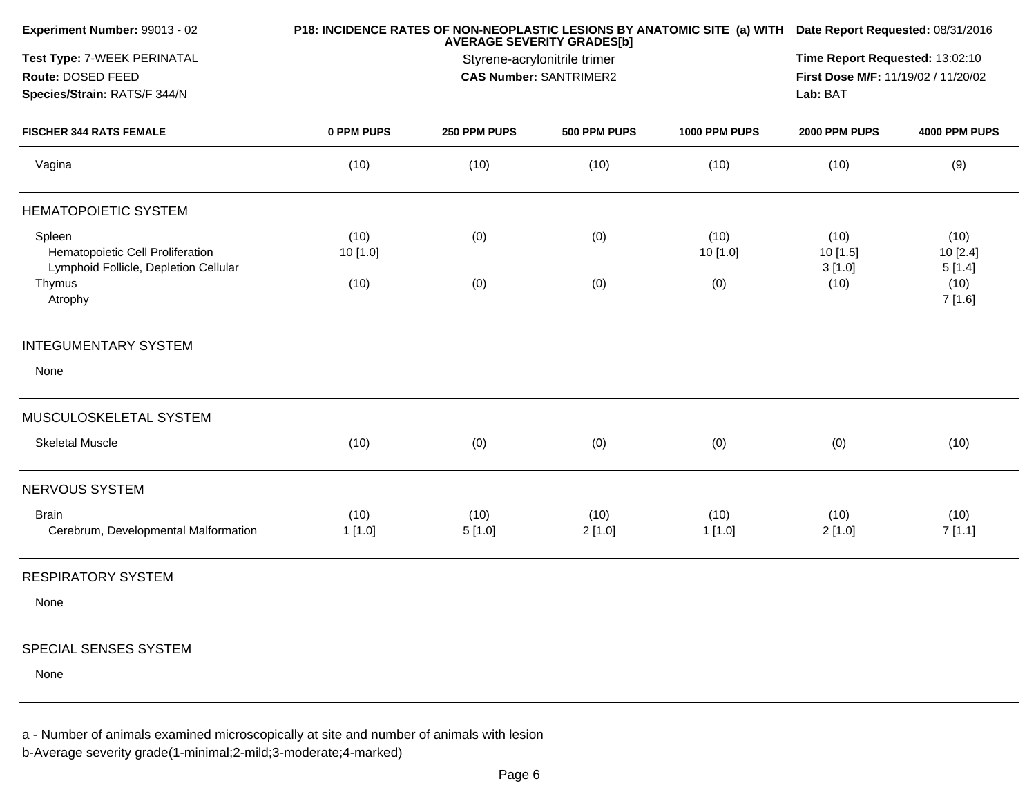**Experiment Number:** 99013 - 02
**Test Type:** 7-WEEK PERINATAL
**Route:** DOSED FEED
**Species/Strain:** RATS/F 344/N

**P18: INCIDENCE RATES OF NON-NEOPLASTIC LESIONS BY ANATOMIC SITE (a) WITH AVERAGE SEVERITY GRADES[b]**
Styrene-acrylonitrile trimer
**CAS Number:** SANTRIMER2

**Date Report Requested:** 08/31/2016
**Time Report Requested:** 13:02:10
**First Dose M/F:** 11/19/02 / 11/20/02
**Lab:** BAT

| FISCHER 344 RATS FEMALE | 0 PPM PUPS | 250 PPM PUPS | 500 PPM PUPS | 1000 PPM PUPS | 2000 PPM PUPS | 4000 PPM PUPS |
|---|---|---|---|---|---|---|
| Vagina | (10) | (10) | (10) | (10) | (10) | (9) |
| **HEMATOPOIETIC SYSTEM** | | | | | | |
| Spleen | (10) | (0) | (0) | (10) | (10) | (10) |
| Hematopoietic Cell Proliferation | 10 [1.0] | | | 10 [1.0] | 10 [1.5] | 10 [2.4] |
| Lymphoid Follicle, Depletion Cellular | | | | | 3 [1.0] | 5 [1.4] |
| Thymus | (10) | (0) | (0) | (0) | (10) | (10) |
| Atrophy | | | | | | 7 [1.6] |
| **INTEGUMENTARY SYSTEM** | | | | | | |
| None | | | | | | |
| **MUSCULOSKELETAL SYSTEM** | | | | | | |
| Skeletal Muscle | (10) | (0) | (0) | (0) | (0) | (10) |
| **NERVOUS SYSTEM** | | | | | | |
| Brain | (10) | (10) | (10) | (10) | (10) | (10) |
| Cerebrum, Developmental Malformation | 1 [1.0] | 5 [1.0] | 2 [1.0] | 1 [1.0] | 2 [1.0] | 7 [1.1] |
| **RESPIRATORY SYSTEM** | | | | | | |
| None | | | | | | |
| **SPECIAL SENSES SYSTEM** | | | | | | |
| None | | | | | | |

a - Number of animals examined microscopically at site and number of animals with lesion
b-Average severity grade(1-minimal;2-mild;3-moderate;4-marked)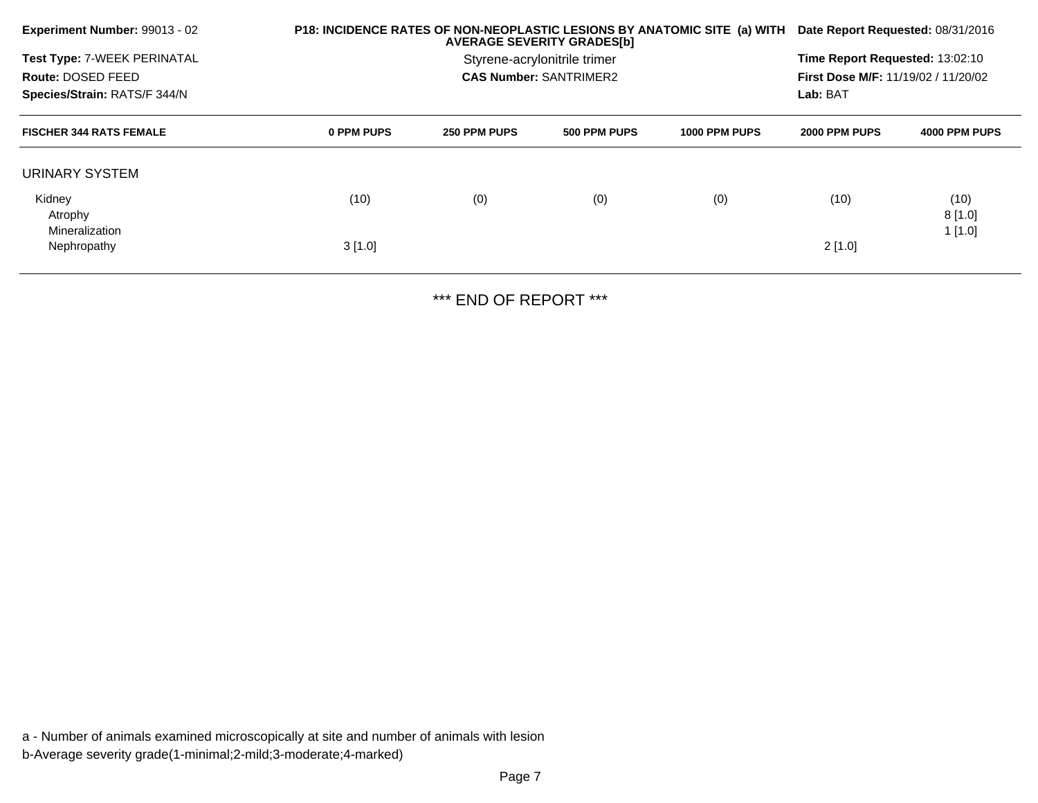**Experiment Number:** 99013 - 02
**Test Type:** 7-WEEK PERINATAL
**Route:** DOSED FEED
**Species/Strain:** RATS/F 344/N

**P18: INCIDENCE RATES OF NON-NEOPLASTIC LESIONS BY ANATOMIC SITE (a) WITH AVERAGE SEVERITY GRADES[b]**
Styrene-acrylonitrile trimer
**CAS Number:** SANTRIMER2

**Date Report Requested:** 08/31/2016
**Time Report Requested:** 13:02:10
**First Dose M/F:** 11/19/02 / 11/20/02
**Lab:** BAT

| FISCHER 344 RATS FEMALE | 0 PPM PUPS | 250 PPM PUPS | 500 PPM PUPS | 1000 PPM PUPS | 2000 PPM PUPS | 4000 PPM PUPS |
|---|---|---|---|---|---|---|
| URINARY SYSTEM | | | | | | |
| Kidney | (10) | (0) | (0) | (0) | (10) | (10) |
| Atrophy | | | | | | 8 [1.0] |
| Mineralization | | | | | | 1 [1.0] |
| Nephropathy | 3 [1.0] | | | | 2 [1.0] | |

*** END OF REPORT ***

a - Number of animals examined microscopically at site and number of animals with lesion
b-Average severity grade(1-minimal;2-mild;3-moderate;4-marked)